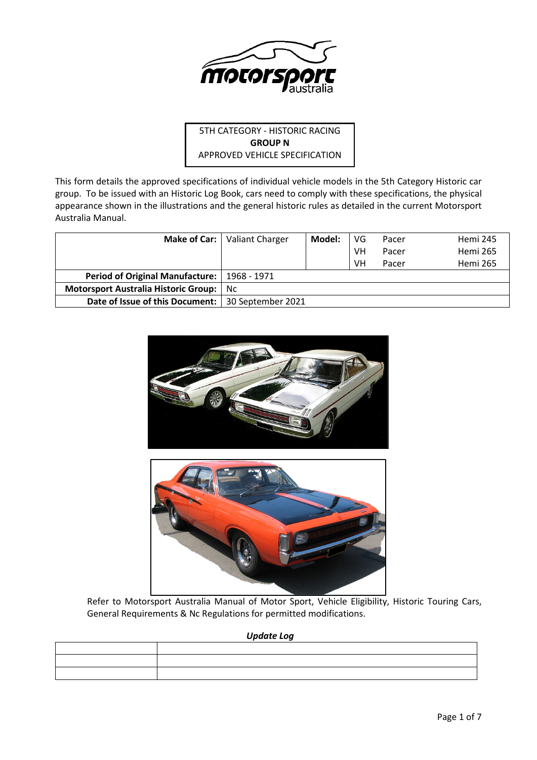5TH CATEGORY - HISTORIC RACING
**GROUP N**
APPROVED VEHICLE SPECIFICATION

This form details the approved specifications of individual vehicle models in the 5th Category Historic car group. To be issued with an Historic Log Book, cars need to comply with these specifications, the physical appearance shown in the illustrations and the general historic rules as detailed in the current Motorsport Australia Manual.

| **Make of Car:** | Valiant Charger | **Model:** | VG | Pacer | Hemi 245 |
|---|---|---|---|---|---|
| | | | VH | Pacer | Hemi 265 |
| | | | VH | Pacer | Hemi 265 |
| **Period of Original Manufacture:** | 1968 - 1971 | | | | |
| **Motorsport Australia Historic Group:** | Nc | | | | |
| **Date of Issue of this Document:** | 30 September 2021 | | | | |

Refer to Motorsport Australia Manual of Motor Sport, Vehicle Eligibility, Historic Touring Cars, General Requirements & Nc Regulations for permitted modifications.

*Update Log*

| | |
|---|---|
| | |
| | |
| | |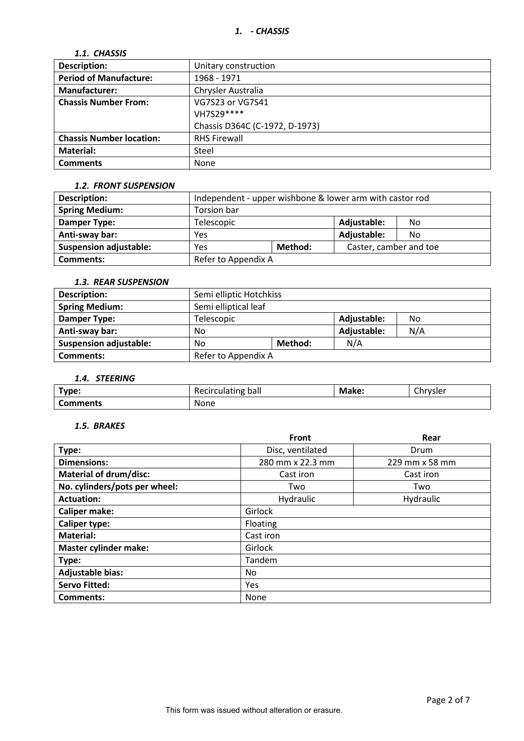# 1. - CHASSIS

### *1.1. CHASSIS*

| | |
|---|---|
| **Description:** | Unitary construction |
| **Period of Manufacture:** | 1968 - 1971 |
| **Manufacturer:** | Chrysler Australia |
| **Chassis Number From:** | VG7S23 or VG7S41<br>VH7S29****<br>Chassis D364C (C-1972, D-1973) |
| **Chassis Number location:** | RHS Firewall |
| **Material:** | Steel |
| **Comments** | None |

### *1.2. FRONT SUSPENSION*

| | | | | |
|---|---|---|---|---|
| **Description:** | Independent - upper wishbone & lower arm with castor rod | | | |
| **Spring Medium:** | Torsion bar | | | |
| **Damper Type:** | Telescopic | | **Adjustable:** | No |
| **Anti-sway bar:** | Yes | | **Adjustable:** | No |
| **Suspension adjustable:** | Yes | **Method:** | Caster, camber and toe | |
| **Comments:** | Refer to Appendix A | | | |

### *1.3. REAR SUSPENSION*

| | | | | |
|---|---|---|---|---|
| **Description:** | Semi elliptic Hotchkiss | | | |
| **Spring Medium:** | Semi elliptical leaf | | | |
| **Damper Type:** | Telescopic | | **Adjustable:** | No |
| **Anti-sway bar:** | No | | **Adjustable:** | N/A |
| **Suspension adjustable:** | No | **Method:** | N/A | |
| **Comments:** | Refer to Appendix A | | | |

### *1.4. STEERING*

| | | | |
|---|---|---|---|
| **Type:** | Recirculating ball | **Make:** | Chrysler |
| **Comments** | None | | |

### *1.5. BRAKES*

| | Front | Rear |
|---|---|---|
| **Type:** | Disc, ventilated | Drum |
| **Dimensions:** | 280 mm x 22.3 mm | 229 mm x 58 mm |
| **Material of drum/disc:** | Cast iron | Cast iron |
| **No. cylinders/pots per wheel:** | Two | Two |
| **Actuation:** | Hydraulic | Hydraulic |
| **Caliper make:** | Girlock | |
| **Caliper type:** | Floating | |
| **Material:** | Cast iron | |
| **Master cylinder make:** | Girlock | |
| **Type:** | Tandem | |
| **Adjustable bias:** | No | |
| **Servo Fitted:** | Yes | |
| **Comments:** | None | |

This form was issued without alteration or erasure.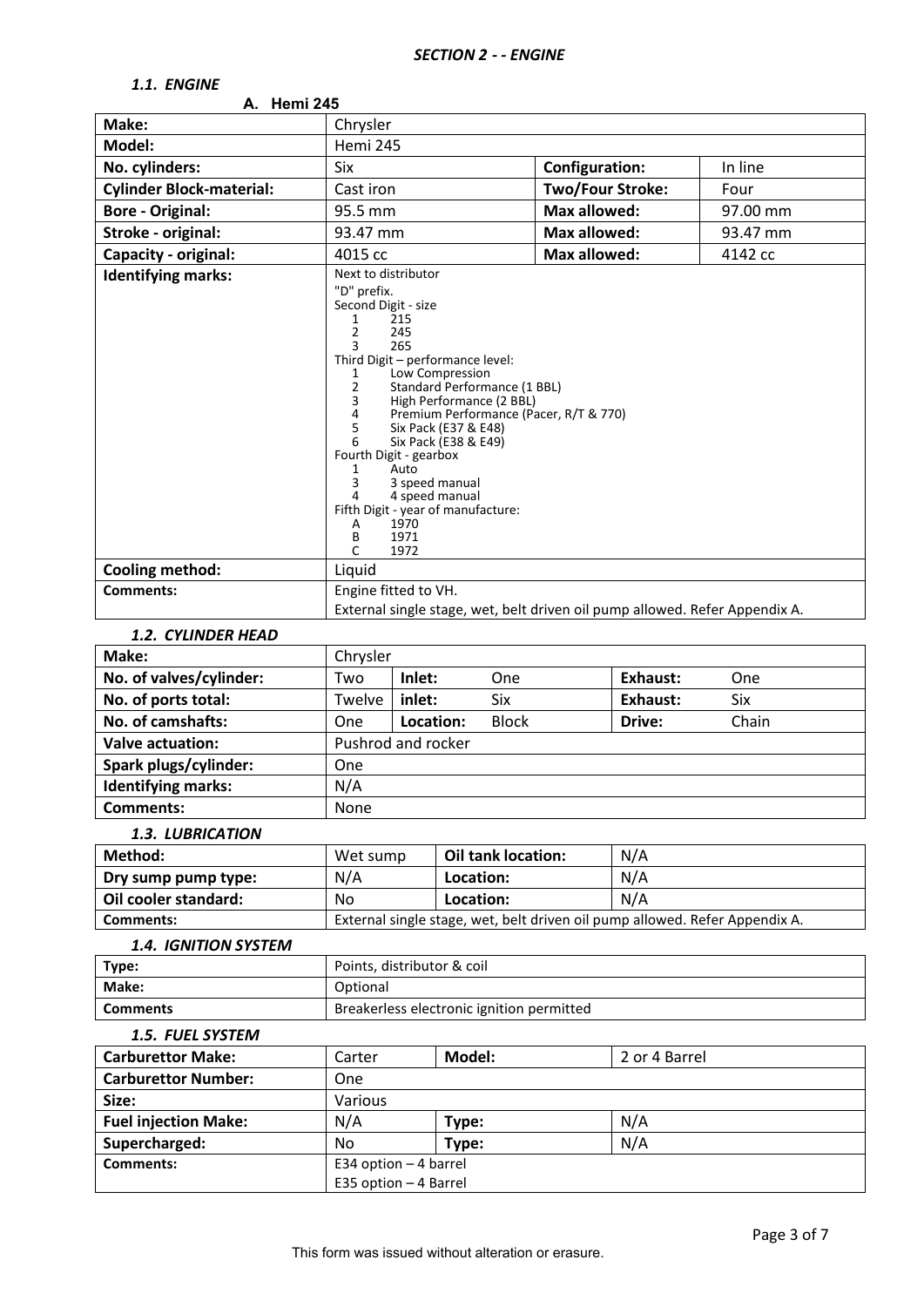## *SECTION 2 - - ENGINE*

### *1.1. ENGINE*

**A. Hemi 245**

| **Make:** | Chrysler | | |
|---|---|---|---|
| **Model:** | Hemi 245 | | |
| **No. cylinders:** | Six | **Configuration:** | In line |
| **Cylinder Block-material:** | Cast iron | **Two/Four Stroke:** | Four |
| **Bore - Original:** | 95.5 mm | **Max allowed:** | 97.00 mm |
| **Stroke - original:** | 93.47 mm | **Max allowed:** | 93.47 mm |
| **Capacity - original:** | 4015 cc | **Max allowed:** | 4142 cc |
| **Identifying marks:** | Next to distributor<br>"D" prefix.<br>Second Digit - size<br>1 215<br>2 245<br>3 265<br>Third Digit – performance level:<br>1 Low Compression<br>2 Standard Performance (1 BBL)<br>3 High Performance (2 BBL)<br>4 Premium Performance (Pacer, R/T & 770)<br>5 Six Pack (E37 & E48)<br>6 Six Pack (E38 & E49)<br>Fourth Digit - gearbox<br>1 Auto<br>3 3 speed manual<br>4 4 speed manual<br>Fifth Digit - year of manufacture:<br>A 1970<br>B 1971<br>C 1972 | | |
| **Cooling method:** | Liquid | | |
| **Comments:** | Engine fitted to VH.<br>External single stage, wet, belt driven oil pump allowed. Refer Appendix A. | | |

### *1.2. CYLINDER HEAD*

| **Make:** | Chrysler | | | | |
|---|---|---|---|---|---|
| **No. of valves/cylinder:** | Two | **Inlet:** | One | **Exhaust:** | One |
| **No. of ports total:** | Twelve | **inlet:** | Six | **Exhaust:** | Six |
| **No. of camshafts:** | One | **Location:** | Block | **Drive:** | Chain |
| **Valve actuation:** | Pushrod and rocker | | | | |
| **Spark plugs/cylinder:** | One | | | | |
| **Identifying marks:** | N/A | | | | |
| **Comments:** | None | | | | |

### *1.3. LUBRICATION*

| **Method:** | Wet sump | **Oil tank location:** | N/A |
|---|---|---|---|
| **Dry sump pump type:** | N/A | **Location:** | N/A |
| **Oil cooler standard:** | No | **Location:** | N/A |
| **Comments:** | External single stage, wet, belt driven oil pump allowed. Refer Appendix A. | | |

### *1.4. IGNITION SYSTEM*

| **Type:** | Points, distributor & coil |
|---|---|
| **Make:** | Optional |
| **Comments** | Breakerless electronic ignition permitted |

### *1.5. FUEL SYSTEM*

| **Carburettor Make:** | Carter | **Model:** | 2 or 4 Barrel |
|---|---|---|---|
| **Carburettor Number:** | One | | |
| **Size:** | Various | | |
| **Fuel injection Make:** | N/A | **Type:** | N/A |
| **Supercharged:** | No | **Type:** | N/A |
| **Comments:** | E34 option – 4 barrel<br>E35 option – 4 Barrel | | |

This form was issued without alteration or erasure.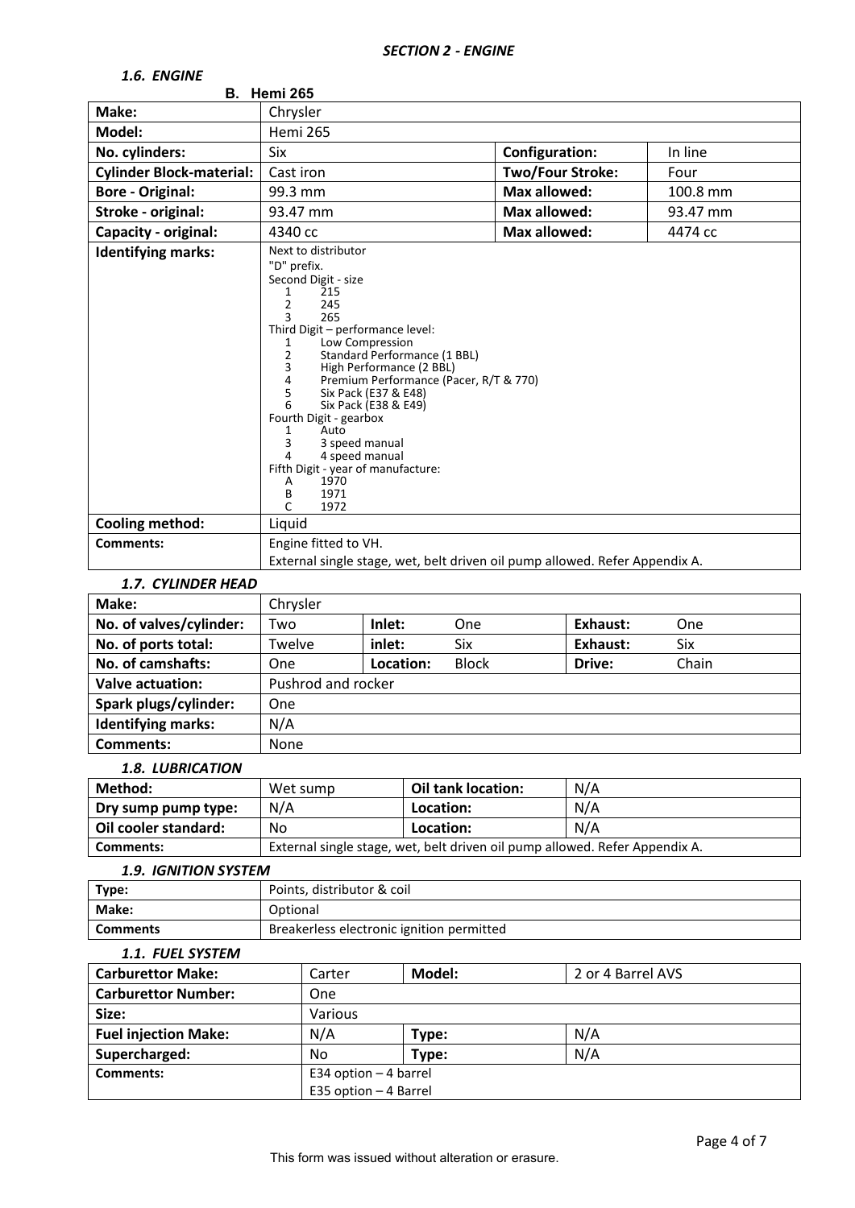## *SECTION 2 - ENGINE*

### *1.6. ENGINE*

**B. Hemi 265**

| **Make:** | Chrysler | | |
|---|---|---|---|
| **Model:** | Hemi 265 | | |
| **No. cylinders:** | Six | **Configuration:** | In line |
| **Cylinder Block-material:** | Cast iron | **Two/Four Stroke:** | Four |
| **Bore - Original:** | 99.3 mm | **Max allowed:** | 100.8 mm |
| **Stroke - original:** | 93.47 mm | **Max allowed:** | 93.47 mm |
| **Capacity - original:** | 4340 cc | **Max allowed:** | 4474 cc |
| **Identifying marks:** | Next to distributor<br>"D" prefix.<br>Second Digit - size<br>1 215<br>2 245<br>3 265<br>Third Digit – performance level:<br>1 Low Compression<br>2 Standard Performance (1 BBL)<br>3 High Performance (2 BBL)<br>4 Premium Performance (Pacer, R/T & 770)<br>5 Six Pack (E37 & E48)<br>6 Six Pack (E38 & E49)<br>Fourth Digit - gearbox<br>1 Auto<br>3 3 speed manual<br>4 4 speed manual<br>Fifth Digit - year of manufacture:<br>A 1970<br>B 1971<br>C 1972 | | |
| **Cooling method:** | Liquid | | |
| **Comments:** | Engine fitted to VH.<br>External single stage, wet, belt driven oil pump allowed. Refer Appendix A. | | |

### *1.7. CYLINDER HEAD*

| **Make:** | Chrysler | | | | |
|---|---|---|---|---|---|
| **No. of valves/cylinder:** | Two | **Inlet:** One | | **Exhaust:** | One |
| **No. of ports total:** | Twelve | **inlet:** Six | | **Exhaust:** | Six |
| **No. of camshafts:** | One | **Location:** Block | | **Drive:** | Chain |
| **Valve actuation:** | Pushrod and rocker | | | | |
| **Spark plugs/cylinder:** | One | | | | |
| **Identifying marks:** | N/A | | | | |
| **Comments:** | None | | | | |

### *1.8. LUBRICATION*

| **Method:** | Wet sump | **Oil tank location:** | N/A |
|---|---|---|---|
| **Dry sump pump type:** | N/A | **Location:** | N/A |
| **Oil cooler standard:** | No | **Location:** | N/A |
| **Comments:** | External single stage, wet, belt driven oil pump allowed. Refer Appendix A. | | |

### *1.9. IGNITION SYSTEM*

| **Type:** | Points, distributor & coil |
|---|---|
| **Make:** | Optional |
| **Comments** | Breakerless electronic ignition permitted |

### *1.1. FUEL SYSTEM*

| **Carburettor Make:** | Carter | **Model:** | 2 or 4 Barrel AVS |
|---|---|---|---|
| **Carburettor Number:** | One | | |
| **Size:** | Various | | |
| **Fuel injection Make:** | N/A | **Type:** | N/A |
| **Supercharged:** | No | **Type:** | N/A |
| **Comments:** | E34 option – 4 barrel<br>E35 option – 4 Barrel | | |

This form was issued without alteration or erasure.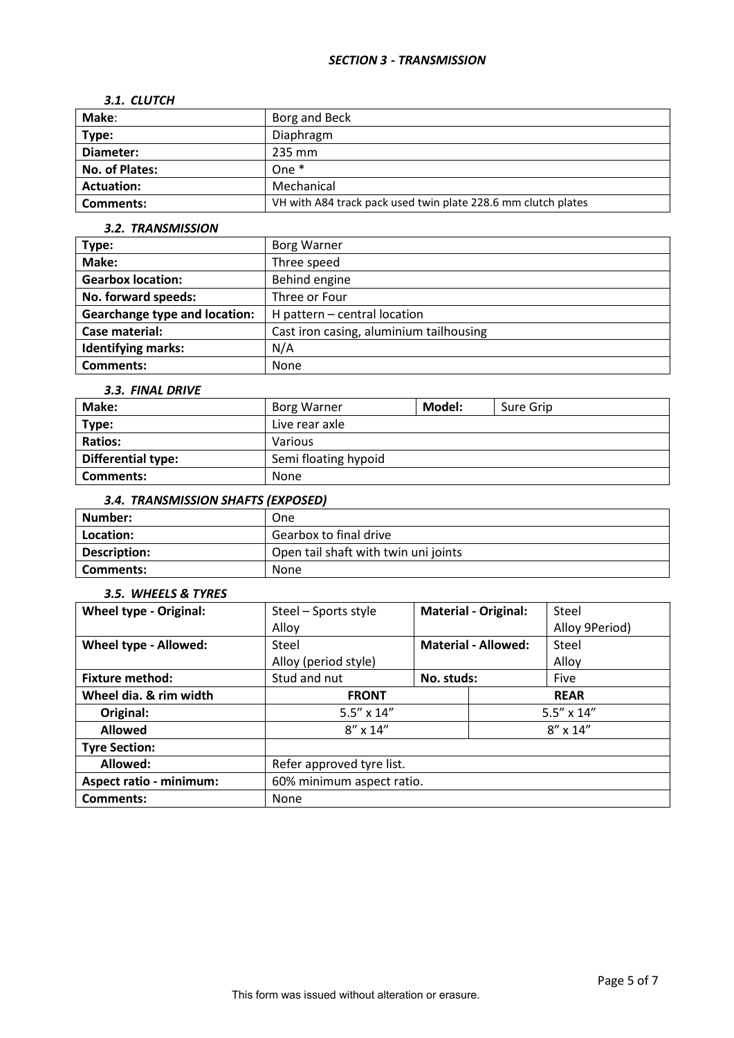### *SECTION 3 - TRANSMISSION*

#### *3.1. CLUTCH*

| | |
|---|---|
| **Make**: | Borg and Beck |
| **Type:** | Diaphragm |
| **Diameter:** | 235 mm |
| **No. of Plates:** | One * |
| **Actuation:** | Mechanical |
| **Comments:** | VH with A84 track pack used twin plate 228.6 mm clutch plates |

#### *3.2. TRANSMISSION*

| | |
|---|---|
| **Type:** | Borg Warner |
| **Make:** | Three speed |
| **Gearbox location:** | Behind engine |
| **No. forward speeds:** | Three or Four |
| **Gearchange type and location:** | H pattern – central location |
| **Case material:** | Cast iron casing, aluminium tailhousing |
| **Identifying marks:** | N/A |
| **Comments:** | None |

#### *3.3. FINAL DRIVE*

| | | | |
|---|---|---|---|
| **Make:** | Borg Warner | **Model:** | Sure Grip |
| **Type:** | Live rear axle | | |
| **Ratios:** | Various | | |
| **Differential type:** | Semi floating hypoid | | |
| **Comments:** | None | | |

#### *3.4. TRANSMISSION SHAFTS (EXPOSED)*

| | |
|---|---|
| **Number:** | One |
| **Location:** | Gearbox to final drive |
| **Description:** | Open tail shaft with twin uni joints |
| **Comments:** | None |

#### *3.5. WHEELS & TYRES*

| | | | |
|---|---|---|---|
| **Wheel type - Original:** | Steel – Sports style<br>Alloy | **Material - Original:** | Steel<br>Alloy 9Period) |
| **Wheel type - Allowed:** | Steel<br>Alloy (period style) | **Material - Allowed:** | Steel<br>Alloy |
| **Fixture method:** | Stud and nut | **No. studs:** | Five |
| **Wheel dia. & rim width** | **FRONT** | | **REAR** |
| **Original:** | 5.5” x 14” | | 5.5” x 14” |
| **Allowed** | 8” x 14” | | 8” x 14” |
| **Tyre Section:** | | | |
| **Allowed:** | Refer approved tyre list. | | |
| **Aspect ratio - minimum:** | 60% minimum aspect ratio. | | |
| **Comments:** | None | | |

This form was issued without alteration or erasure.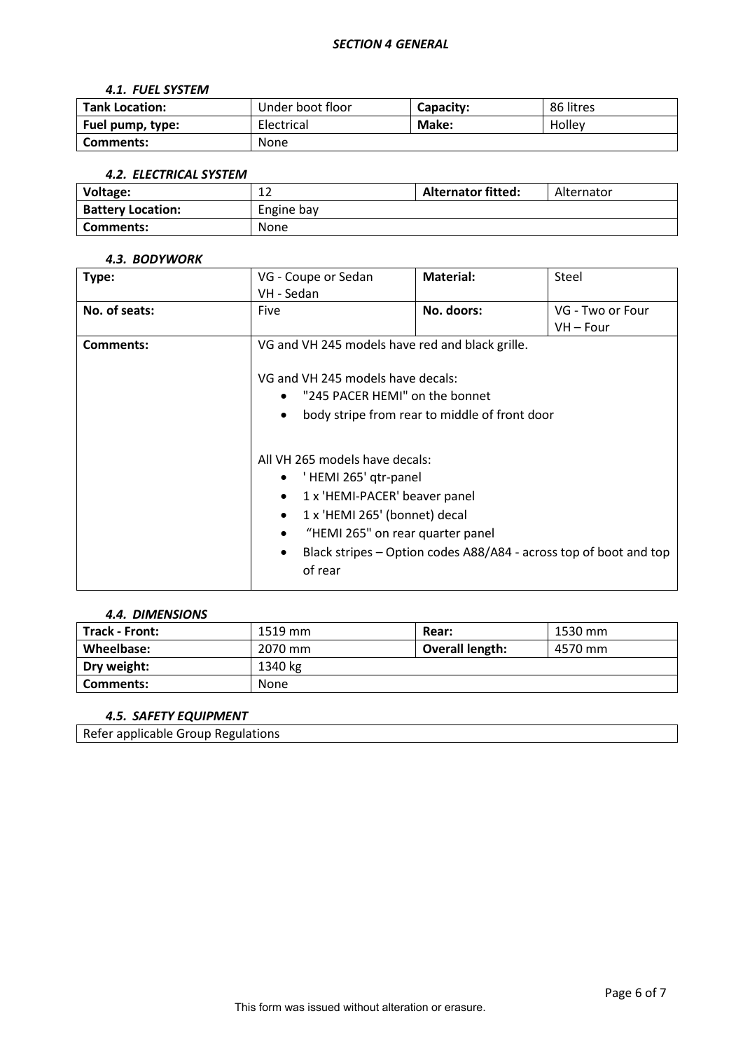## *SECTION 4 GENERAL*

### *4.1. FUEL SYSTEM*

| **Tank Location:** | Under boot floor | **Capacity:** | 86 litres |
|---|---|---|---|
| **Fuel pump, type:** | Electrical | **Make:** | Holley |
| **Comments:** | None | | |

### *4.2. ELECTRICAL SYSTEM*

| **Voltage:** | 12 | **Alternator fitted:** | Alternator |
|---|---|---|---|
| **Battery Location:** | Engine bay | | |
| **Comments:** | None | | |

### *4.3. BODYWORK*

| **Type:** | VG - Coupe or Sedan<br>VH - Sedan | **Material:** | Steel |
|---|---|---|---|
| **No. of seats:** | Five | **No. doors:** | VG - Two or Four<br>VH – Four |
| **Comments:** | VG and VH 245 models have red and black grille.<br><br>VG and VH 245 models have decals:<br>• "245 PACER HEMI" on the bonnet<br>• body stripe from rear to middle of front door<br><br>All VH 265 models have decals:<br>• ' HEMI 265' qtr-panel<br>• 1 x 'HEMI-PACER' beaver panel<br>• 1 x 'HEMI 265' (bonnet) decal<br>• "HEMI 265" on rear quarter panel<br>• Black stripes – Option codes A88/A84 - across top of boot and top of rear | | |

### *4.4. DIMENSIONS*

| **Track - Front:** | 1519 mm | **Rear:** | 1530 mm |
|---|---|---|---|
| **Wheelbase:** | 2070 mm | **Overall length:** | 4570 mm |
| **Dry weight:** | 1340 kg | | |
| **Comments:** | None | | |

### *4.5. SAFETY EQUIPMENT*

| Refer applicable Group Regulations |
|---|

This form was issued without alteration or erasure.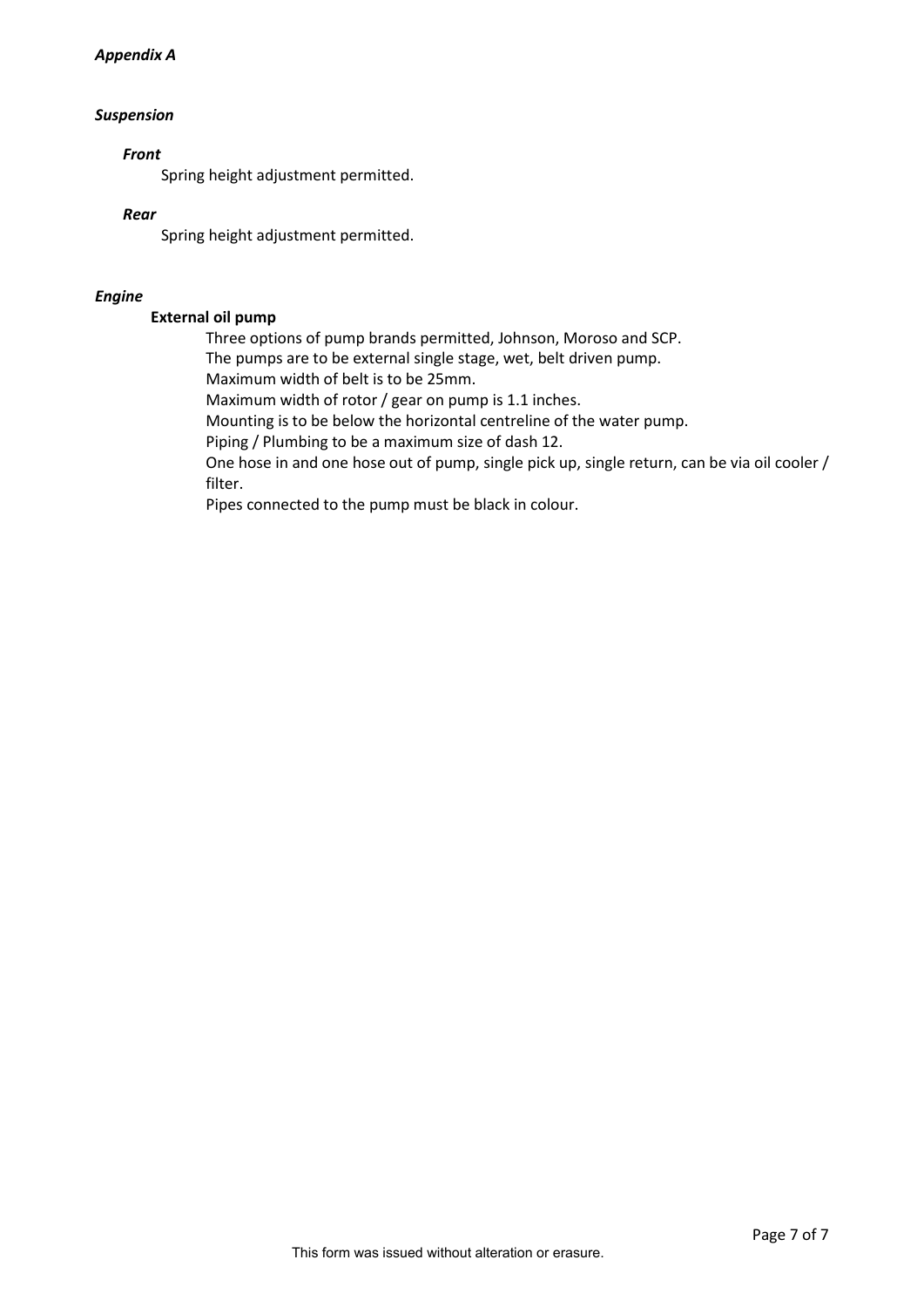## *Appendix A*

### *Suspension*

#### *Front*

Spring height adjustment permitted.

#### *Rear*

Spring height adjustment permitted.

### *Engine*

#### **External oil pump**

Three options of pump brands permitted, Johnson, Moroso and SCP.
The pumps are to be external single stage, wet, belt driven pump.
Maximum width of belt is to be 25mm.
Maximum width of rotor / gear on pump is 1.1 inches.
Mounting is to be below the horizontal centreline of the water pump.
Piping / Plumbing to be a maximum size of dash 12.
One hose in and one hose out of pump, single pick up, single return, can be via oil cooler / filter.
Pipes connected to the pump must be black in colour.

This form was issued without alteration or erasure.